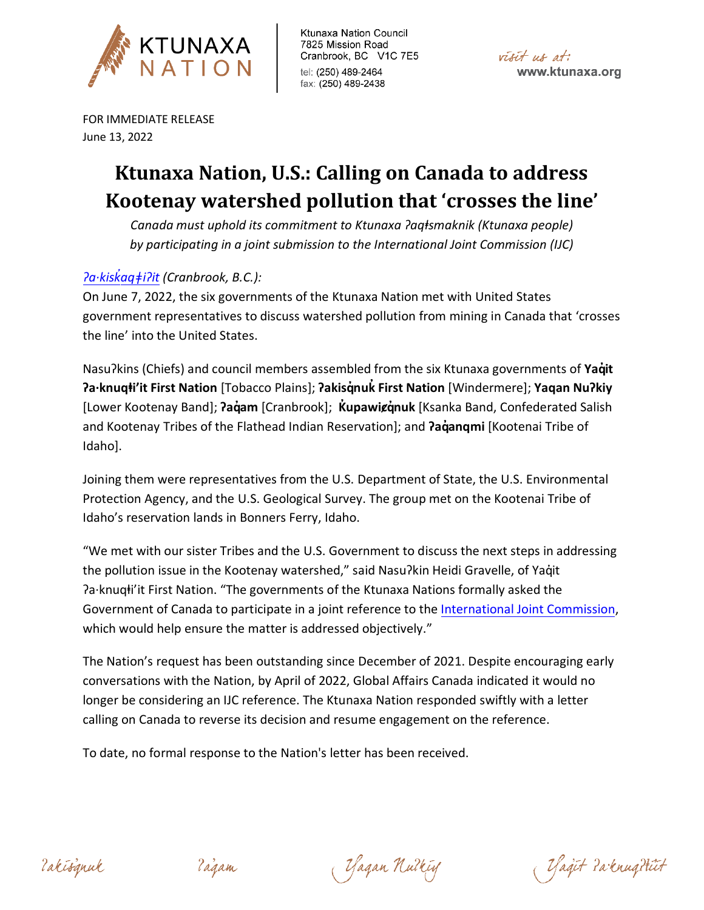Ktunaxa Nation Council
7825 Mission Road
Cranbrook, BC V1C 7E5
tel: (250) 489-2464
fax: (250) 489-2438

visit us at:
www.ktunaxa.org

FOR IMMEDIATE RELEASE
June 13, 2022

# Ktunaxa Nation, U.S.: Calling on Canada to address Kootenay watershed pollution that 'crosses the line'

*Canada must uphold its commitment to Ktunaxa ʔaq̓ǂsmaknik (Ktunaxa people) by participating in a joint submission to the International Joint Commission (IJC)*

*ʔa·kisk̓aqǂiʔit (Cranbrook, B.C.):*

On June 7, 2022, the six governments of the Ktunaxa Nation met with United States government representatives to discuss watershed pollution from mining in Canada that 'crosses the line' into the United States.

Nasuʔkins (Chiefs) and council members assembled from the six Ktunaxa governments of **Yaq̓it ʔa·knuqǂi'it First Nation** [Tobacco Plains]; **ʔakisq̓nuk̓ First Nation** [Windermere]; **Yaqan Nuʔkiy** [Lower Kootenay Band]; **ʔaq̓am** [Cranbrook]; **K̓upawiȼq̓nuk** [Ksanka Band, Confederated Salish and Kootenay Tribes of the Flathead Indian Reservation]; and **ʔaq̓anqmi** [Kootenai Tribe of Idaho].

Joining them were representatives from the U.S. Department of State, the U.S. Environmental Protection Agency, and the U.S. Geological Survey. The group met on the Kootenai Tribe of Idaho's reservation lands in Bonners Ferry, Idaho.

"We met with our sister Tribes and the U.S. Government to discuss the next steps in addressing the pollution issue in the Kootenay watershed," said Nasuʔkin Heidi Gravelle, of Yaq̓it ʔa·knuqǂi'it First Nation. "The governments of the Ktunaxa Nations formally asked the Government of Canada to participate in a joint reference to the International Joint Commission, which would help ensure the matter is addressed objectively."

The Nation's request has been outstanding since December of 2021. Despite encouraging early conversations with the Nation, by April of 2022, Global Affairs Canada indicated it would no longer be considering an IJC reference. The Ktunaxa Nation responded swiftly with a letter calling on Canada to reverse its decision and resume engagement on the reference.

To date, no formal response to the Nation's letter has been received.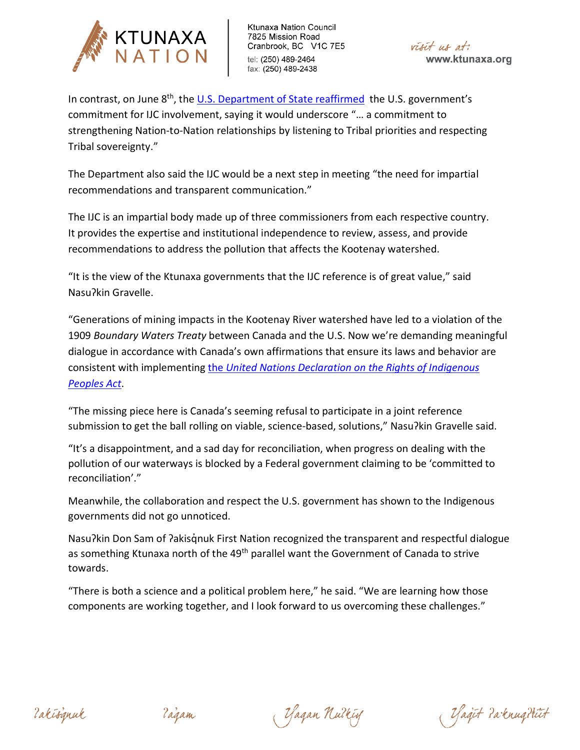In contrast, on June 8th, the U.S. Department of State reaffirmed the U.S. government's commitment for IJC involvement, saying it would underscore "… a commitment to strengthening Nation-to-Nation relationships by listening to Tribal priorities and respecting Tribal sovereignty."

The Department also said the IJC would be a next step in meeting "the need for impartial recommendations and transparent communication."

The IJC is an impartial body made up of three commissioners from each respective country. It provides the expertise and institutional independence to review, assess, and provide recommendations to address the pollution that affects the Kootenay watershed.

"It is the view of the Ktunaxa governments that the IJC reference is of great value," said Nasuʔkin Gravelle.

"Generations of mining impacts in the Kootenay River watershed have led to a violation of the 1909 *Boundary Waters Treaty* between Canada and the U.S. Now we're demanding meaningful dialogue in accordance with Canada's own affirmations that ensure its laws and behavior are consistent with implementing the *United Nations Declaration on the Rights of Indigenous Peoples Act*.

"The missing piece here is Canada's seeming refusal to participate in a joint reference submission to get the ball rolling on viable, science-based, solutions," Nasuʔkin Gravelle said.

"It's a disappointment, and a sad day for reconciliation, when progress on dealing with the pollution of our waterways is blocked by a Federal government claiming to be 'committed to reconciliation'."

Meanwhile, the collaboration and respect the U.S. government has shown to the Indigenous governments did not go unnoticed.

Nasuʔkin Don Sam of ʔakisq̓nuk First Nation recognized the transparent and respectful dialogue as something Ktunaxa north of the 49th parallel want the Government of Canada to strive towards.

"There is both a science and a political problem here," he said. "We are learning how those components are working together, and I look forward to us overcoming these challenges."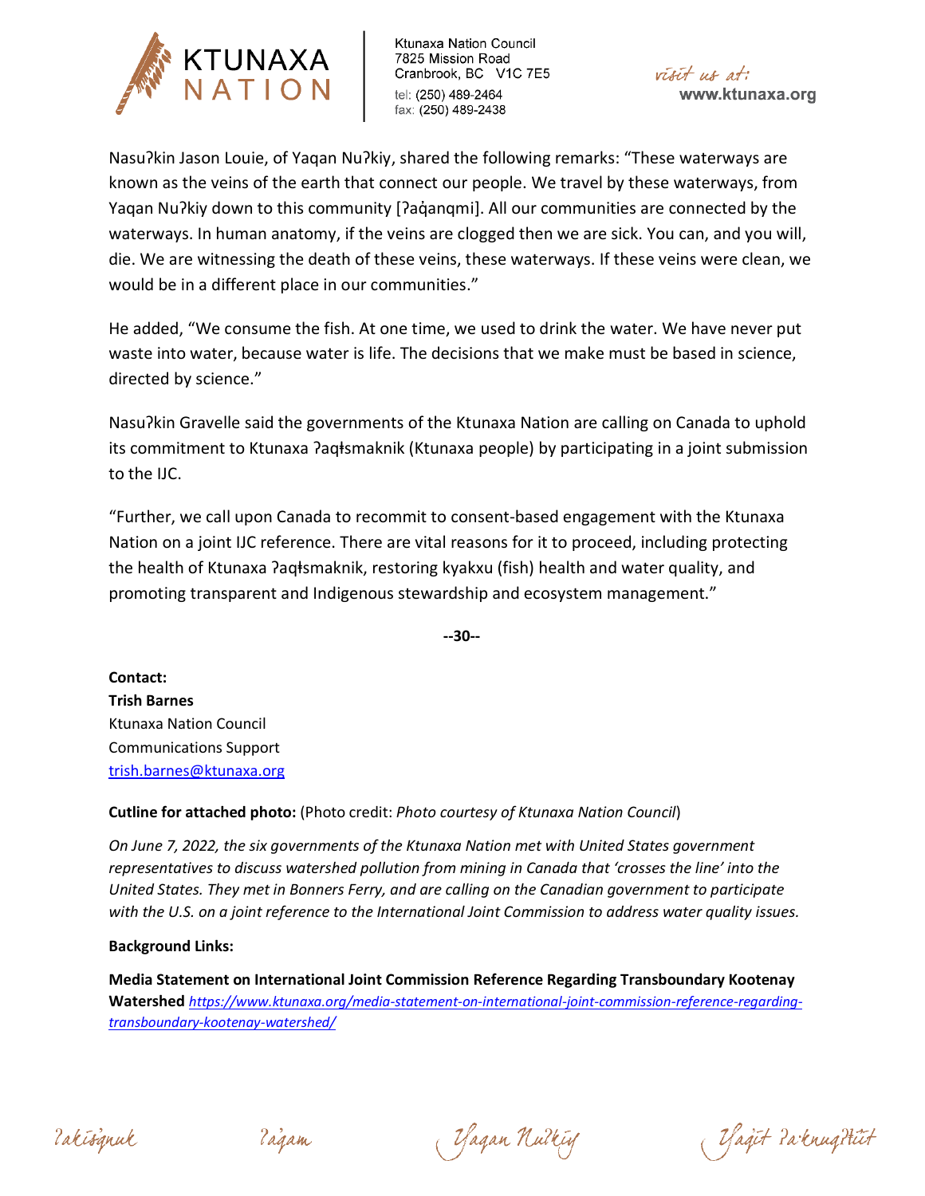Nasuʔkin Jason Louie, of Yaqan Nuʔkiy, shared the following remarks: "These waterways are known as the veins of the earth that connect our people. We travel by these waterways, from Yaqan Nuʔkiy down to this community [ʔaq̓anqmi]. All our communities are connected by the waterways. In human anatomy, if the veins are clogged then we are sick. You can, and you will, die. We are witnessing the death of these veins, these waterways. If these veins were clean, we would be in a different place in our communities."

He added, "We consume the fish. At one time, we used to drink the water. We have never put waste into water, because water is life. The decisions that we make must be based in science, directed by science."

Nasuʔkin Gravelle said the governments of the Ktunaxa Nation are calling on Canada to uphold its commitment to Ktunaxa ʔaqⱡsmaknik (Ktunaxa people) by participating in a joint submission to the IJC.

"Further, we call upon Canada to recommit to consent-based engagement with the Ktunaxa Nation on a joint IJC reference. There are vital reasons for it to proceed, including protecting the health of Ktunaxa ʔaqⱡsmaknik, restoring kyakxu (fish) health and water quality, and promoting transparent and Indigenous stewardship and ecosystem management."

**--30--**

**Contact:**
**Trish Barnes**
Ktunaxa Nation Council
Communications Support
trish.barnes@ktunaxa.org

**Cutline for attached photo:** (Photo credit: *Photo courtesy of Ktunaxa Nation Council*)

*On June 7, 2022, the six governments of the Ktunaxa Nation met with United States government representatives to discuss watershed pollution from mining in Canada that 'crosses the line' into the United States. They met in Bonners Ferry, and are calling on the Canadian government to participate with the U.S. on a joint reference to the International Joint Commission to address water quality issues.*

**Background Links:**

**Media Statement on International Joint Commission Reference Regarding Transboundary Kootenay Watershed** *https://www.ktunaxa.org/media-statement-on-international-joint-commission-reference-regarding-transboundary-kootenay-watershed/*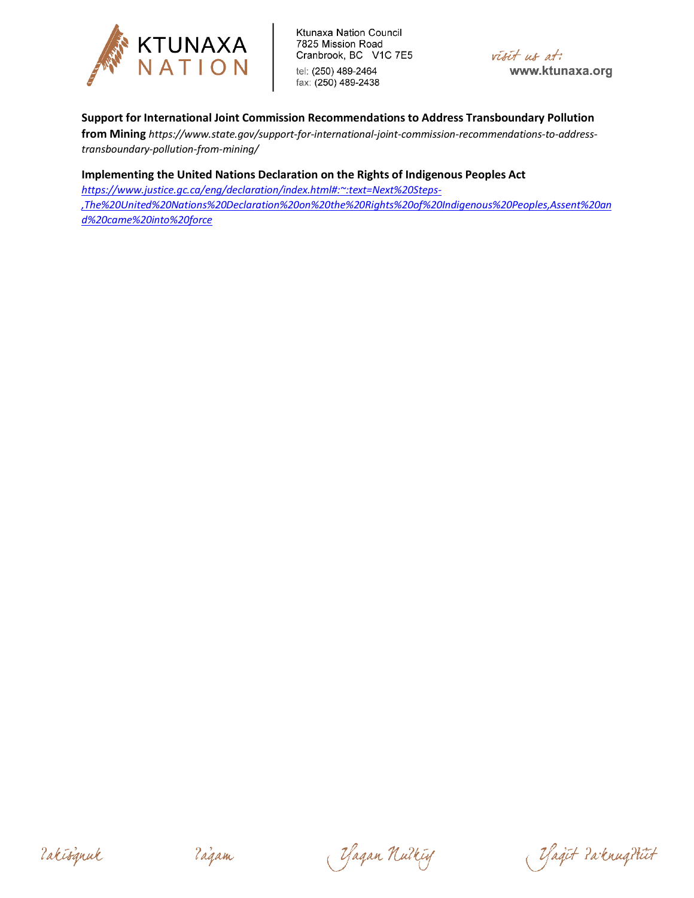**Support for International Joint Commission Recommendations to Address Transboundary Pollution from Mining** *https://www.state.gov/support-for-international-joint-commission-recommendations-to-address-transboundary-pollution-from-mining/*

**Implementing the United Nations Declaration on the Rights of Indigenous Peoples Act**
*https://www.justice.gc.ca/eng/declaration/index.html#:~:text=Next%20Steps-,The%20United%20Nations%20Declaration%20on%20the%20Rights%20of%20Indigenous%20Peoples,Assent%20and%20came%20into%20force*